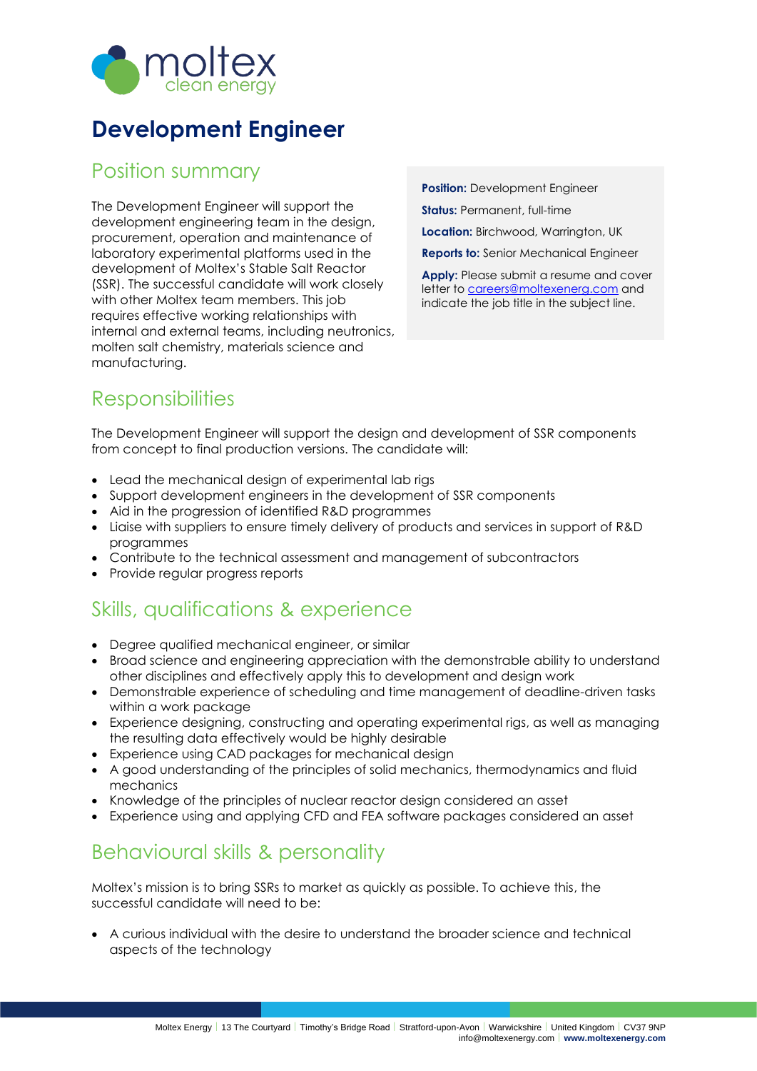# Development Engineer

## Position summary

The Development Engineer will support the development engineering team in the design, procurement, operation and maintenance of laboratory experimental platforms used in the development of Moltex's Stable Salt Reactor (SSR). The successful candidate will work closely with other Moltex team members. This job requires effective working relationships with internal and external teams, including neutronics, molten salt chemistry, materials science and manufacturing.

**Position:** Development Engineer

**Status:** Permanent, full-time

**Location:** Birchwood, Warrington, UK

**Reports to:** Senior Mechanical Engineer

**Apply:** Please submit a resume and cover letter to careers@moltexenerg.com and indicate the job title in the subject line.

## Responsibilities

The Development Engineer will support the design and development of SSR components from concept to final production versions. The candidate will:

- Lead the mechanical design of experimental lab rigs
- Support development engineers in the development of SSR components
- Aid in the progression of identified R&D programmes
- Liaise with suppliers to ensure timely delivery of products and services in support of R&D programmes
- Contribute to the technical assessment and management of subcontractors
- Provide regular progress reports

## Skills, qualifications & experience

- Degree qualified mechanical engineer, or similar
- Broad science and engineering appreciation with the demonstrable ability to understand other disciplines and effectively apply this to development and design work
- Demonstrable experience of scheduling and time management of deadline-driven tasks within a work package
- Experience designing, constructing and operating experimental rigs, as well as managing the resulting data effectively would be highly desirable
- Experience using CAD packages for mechanical design
- A good understanding of the principles of solid mechanics, thermodynamics and fluid mechanics
- Knowledge of the principles of nuclear reactor design considered an asset
- Experience using and applying CFD and FEA software packages considered an asset

## Behavioural skills & personality

Moltex's mission is to bring SSRs to market as quickly as possible. To achieve this, the successful candidate will need to be:

- A curious individual with the desire to understand the broader science and technical aspects of the technology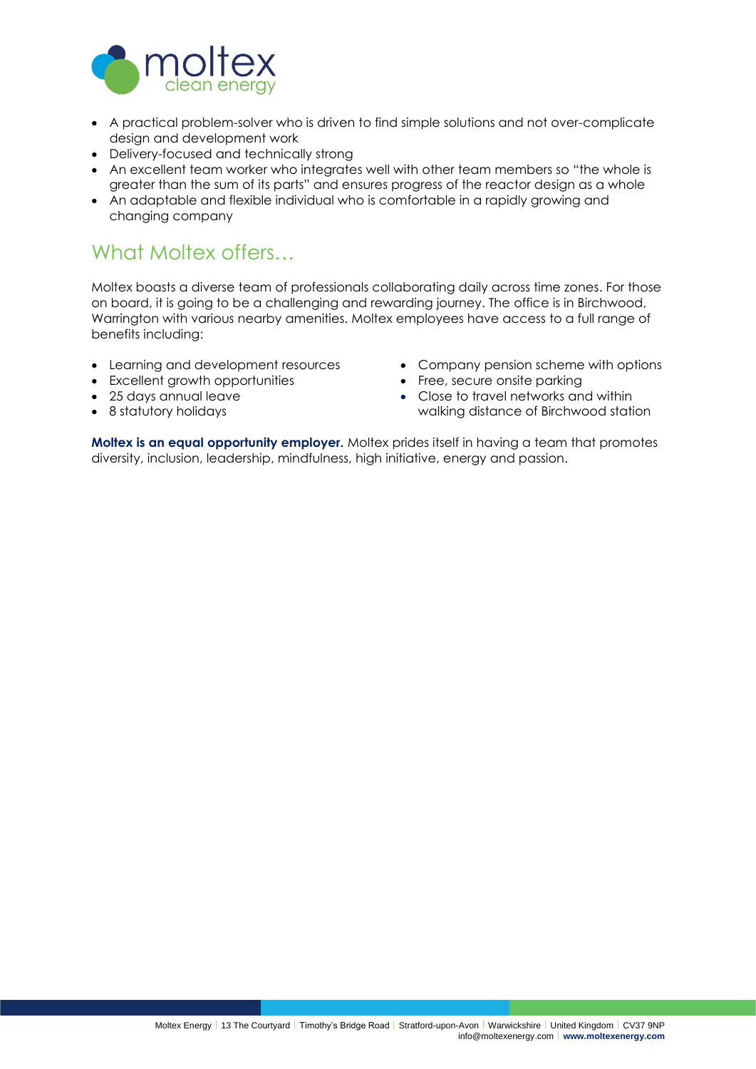- A practical problem-solver who is driven to find simple solutions and not over-complicate design and development work
- Delivery-focused and technically strong
- An excellent team worker who integrates well with other team members so "the whole is greater than the sum of its parts" and ensures progress of the reactor design as a whole
- An adaptable and flexible individual who is comfortable in a rapidly growing and changing company

## What Moltex offers…

Moltex boasts a diverse team of professionals collaborating daily across time zones. For those on board, it is going to be a challenging and rewarding journey. The office is in Birchwood, Warrington with various nearby amenities. Moltex employees have access to a full range of benefits including:

- Learning and development resources
- Excellent growth opportunities
- 25 days annual leave
- 8 statutory holidays
- Company pension scheme with options
- Free, secure onsite parking
- Close to travel networks and within walking distance of Birchwood station

**Moltex is an equal opportunity employer.** Moltex prides itself in having a team that promotes diversity, inclusion, leadership, mindfulness, high initiative, energy and passion.